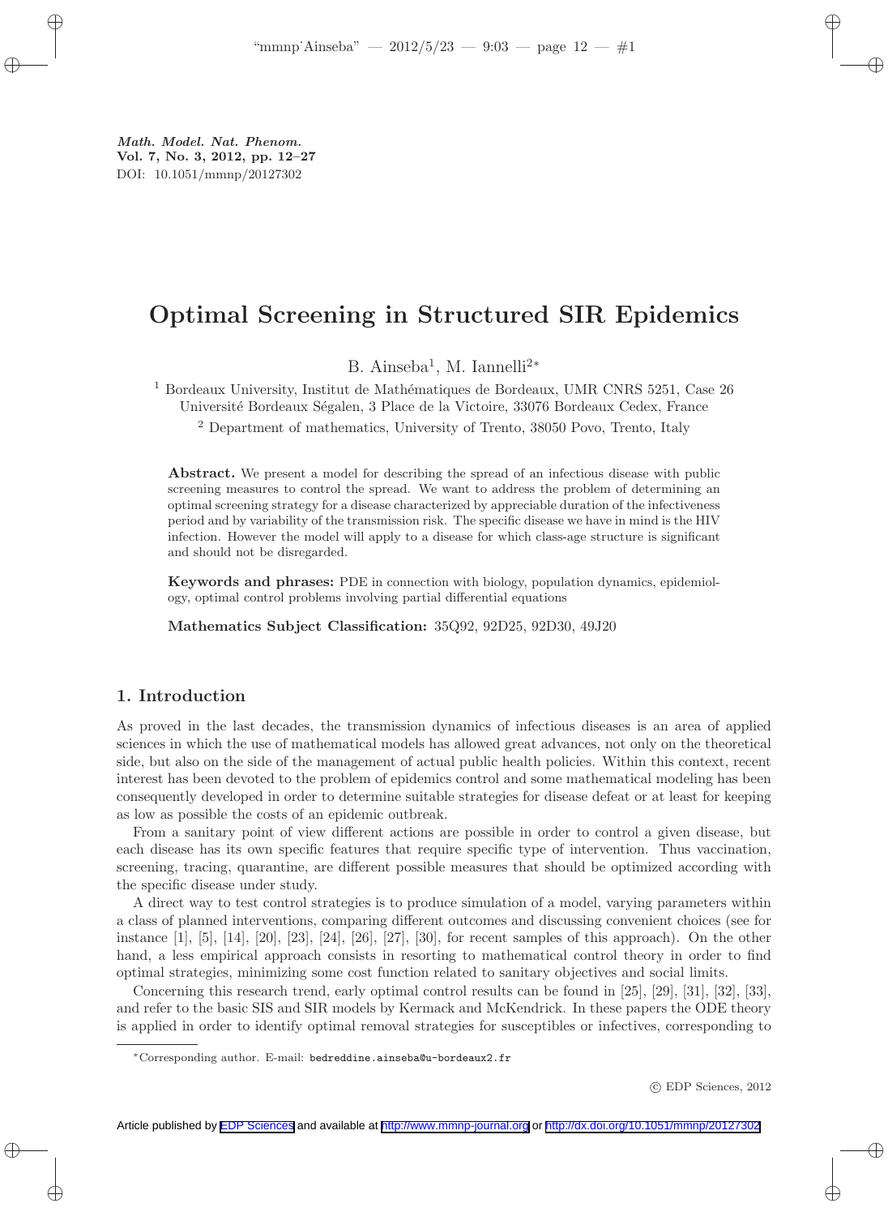*Math. Model. Nat. Phenom.*
**Vol. 7, No. 3, 2012, pp. 12–27**
DOI: 10.1051/mmnp/20127302

# Optimal Screening in Structured SIR Epidemics

B. Ainseba[1], M. Iannelli[2*]

[1] Bordeaux University, Institut de Mathématiques de Bordeaux, UMR CNRS 5251, Case 26 Université Bordeaux Ségalen, 3 Place de la Victoire, 33076 Bordeaux Cedex, France

[2] Department of mathematics, University of Trento, 38050 Povo, Trento, Italy

**Abstract.** We present a model for describing the spread of an infectious disease with public screening measures to control the spread. We want to address the problem of determining an optimal screening strategy for a disease characterized by appreciable duration of the infectiveness period and by variability of the transmission risk. The specific disease we have in mind is the HIV infection. However the model will apply to a disease for which class-age structure is significant and should not be disregarded.

**Keywords and phrases:** PDE in connection with biology, population dynamics, epidemiology, optimal control problems involving partial differential equations

**Mathematics Subject Classification:** 35Q92, 92D25, 92D30, 49J20

## 1. Introduction

As proved in the last decades, the transmission dynamics of infectious diseases is an area of applied sciences in which the use of mathematical models has allowed great advances, not only on the theoretical side, but also on the side of the management of actual public health policies. Within this context, recent interest has been devoted to the problem of epidemics control and some mathematical modeling has been consequently developed in order to determine suitable strategies for disease defeat or at least for keeping as low as possible the costs of an epidemic outbreak.

From a sanitary point of view different actions are possible in order to control a given disease, but each disease has its own specific features that require specific type of intervention. Thus vaccination, screening, tracing, quarantine, are different possible measures that should be optimized according with the specific disease under study.

A direct way to test control strategies is to produce simulation of a model, varying parameters within a class of planned interventions, comparing different outcomes and discussing convenient choices (see for instance [1], [5], [14], [20], [23], [24], [26], [27], [30], for recent samples of this approach). On the other hand, a less empirical approach consists in resorting to mathematical control theory in order to find optimal strategies, minimizing some cost function related to sanitary objectives and social limits.

Concerning this research trend, early optimal control results can be found in [25], [29], [31], [32], [33], and refer to the basic SIS and SIR models by Kermack and McKendrick. In these papers the ODE theory is applied in order to identify optimal removal strategies for susceptibles or infectives, corresponding to

*Corresponding author. E-mail: bedreddine.ainseba@u-bordeaux2.fr

© EDP Sciences, 2012

Article published by EDP Sciences and available at http://www.mmnp-journal.org or http://dx.doi.org/10.1051/mmnp/20127302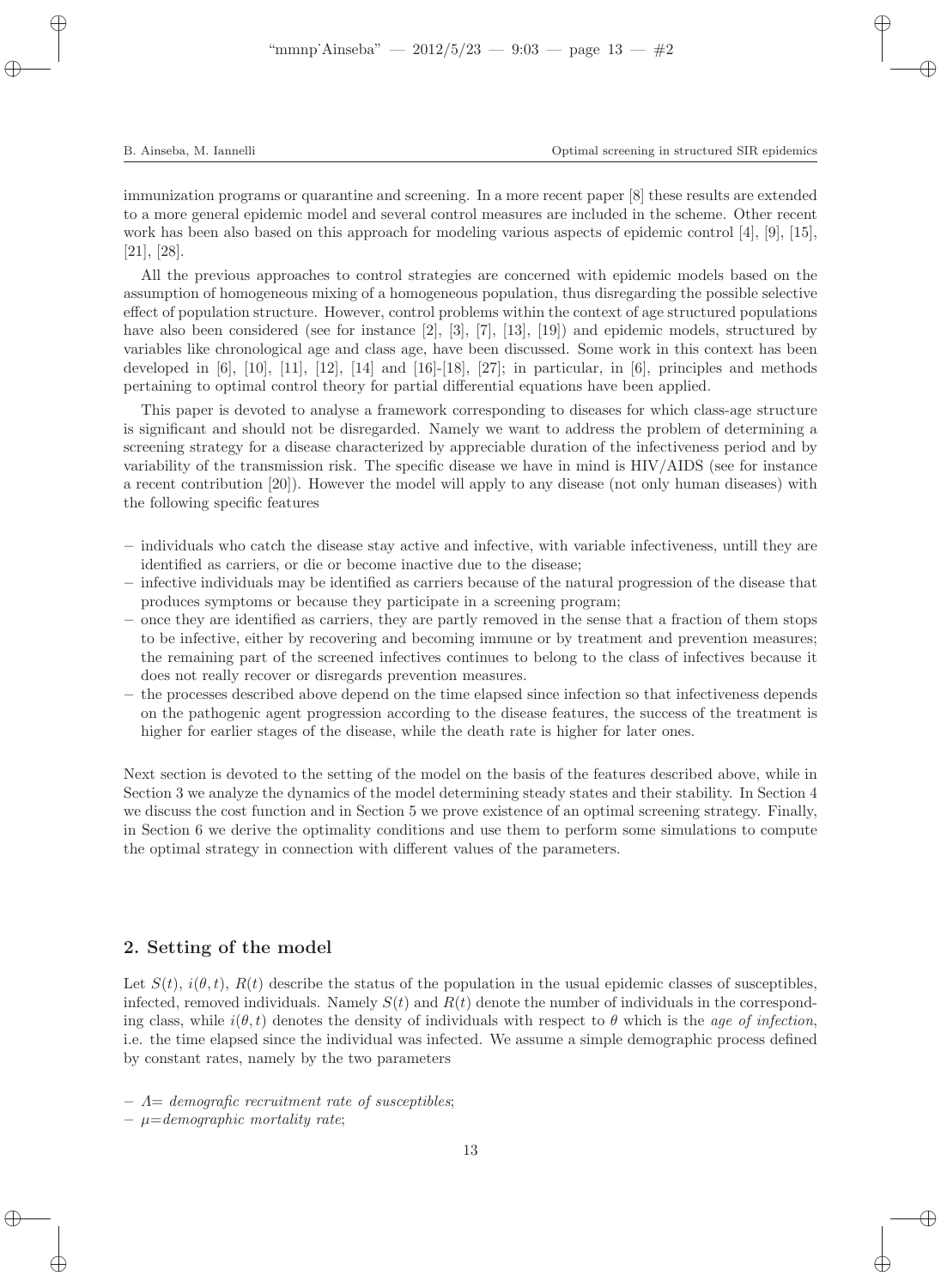immunization programs or quarantine and screening. In a more recent paper [8] these results are extended to a more general epidemic model and several control measures are included in the scheme. Other recent work has been also based on this approach for modeling various aspects of epidemic control [4], [9], [15], [21], [28].

All the previous approaches to control strategies are concerned with epidemic models based on the assumption of homogeneous mixing of a homogeneous population, thus disregarding the possible selective effect of population structure. However, control problems within the context of age structured populations have also been considered (see for instance [2], [3], [7], [13], [19]) and epidemic models, structured by variables like chronological age and class age, have been discussed. Some work in this context has been developed in [6], [10], [11], [12], [14] and [16]-[18], [27]; in particular, in [6], principles and methods pertaining to optimal control theory for partial differential equations have been applied.

This paper is devoted to analyse a framework corresponding to diseases for which class-age structure is significant and should not be disregarded. Namely we want to address the problem of determining a screening strategy for a disease characterized by appreciable duration of the infectiveness period and by variability of the transmission risk. The specific disease we have in mind is HIV/AIDS (see for instance a recent contribution [20]). However the model will apply to any disease (not only human diseases) with the following specific features

- individuals who catch the disease stay active and infective, with variable infectiveness, untill they are identified as carriers, or die or become inactive due to the disease;
- infective individuals may be identified as carriers because of the natural progression of the disease that produces symptoms or because they participate in a screening program;
- once they are identified as carriers, they are partly removed in the sense that a fraction of them stops to be infective, either by recovering and becoming immune or by treatment and prevention measures; the remaining part of the screened infectives continues to belong to the class of infectives because it does not really recover or disregards prevention measures.
- the processes described above depend on the time elapsed since infection so that infectiveness depends on the pathogenic agent progression according to the disease features, the success of the treatment is higher for earlier stages of the disease, while the death rate is higher for later ones.

Next section is devoted to the setting of the model on the basis of the features described above, while in Section 3 we analyze the dynamics of the model determining steady states and their stability. In Section 4 we discuss the cost function and in Section 5 we prove existence of an optimal screening strategy. Finally, in Section 6 we derive the optimality conditions and use them to perform some simulations to compute the optimal strategy in connection with different values of the parameters.

## 2. Setting of the model

Let $S(t)$, $i(\theta,t)$, $R(t)$ describe the status of the population in the usual epidemic classes of susceptibles, infected, removed individuals. Namely $S(t)$ and $R(t)$ denote the number of individuals in the corresponding class, while $i(\theta,t)$ denotes the density of individuals with respect to $\theta$ which is the *age of infection*, i.e. the time elapsed since the individual was infected. We assume a simple demographic process defined by constant rates, namely by the two parameters

- $\Lambda$= *demografic recruitment rate of susceptibles*;
- $\mu$=*demographic mortality rate*;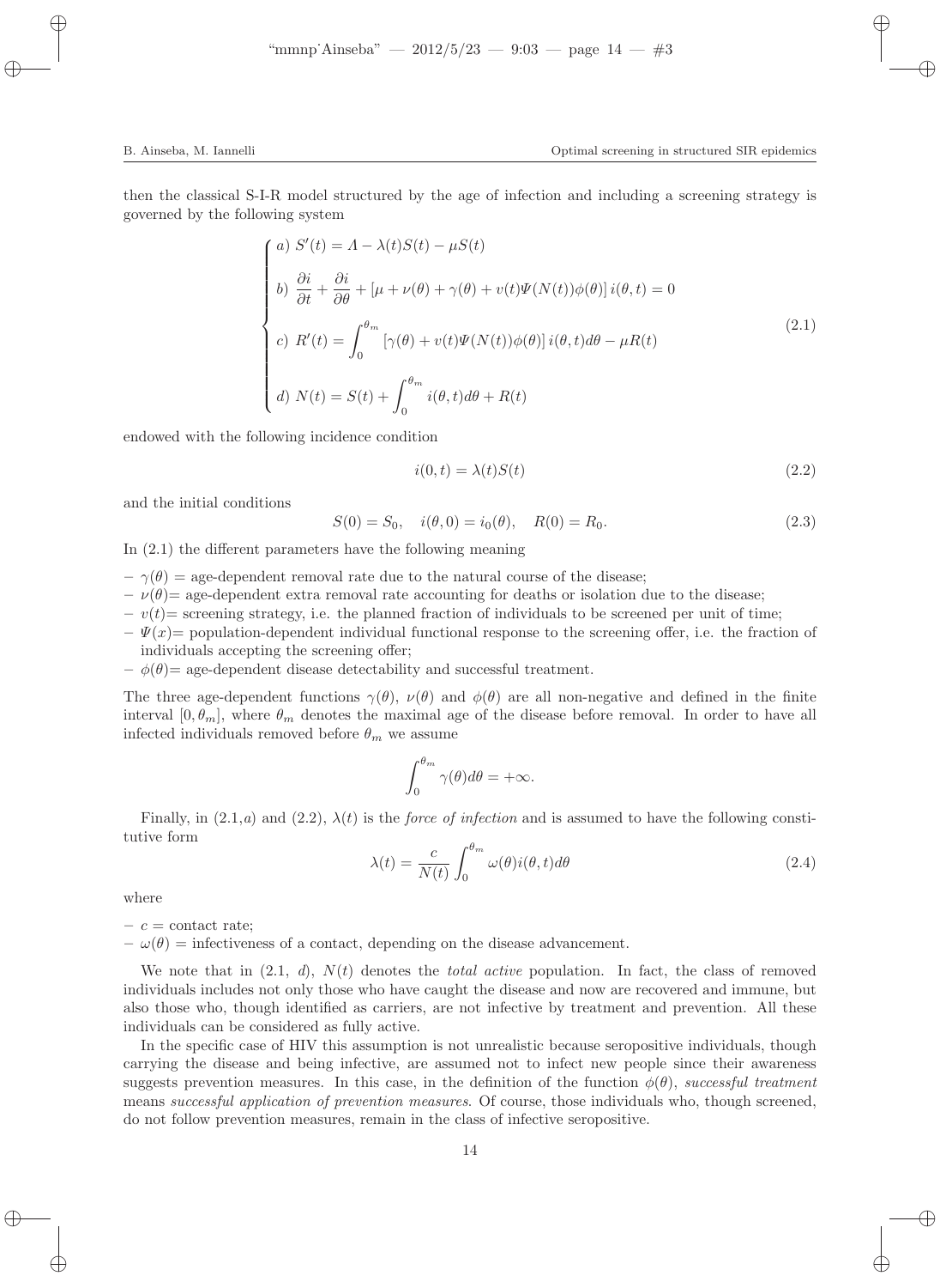then the classical S-I-R model structured by the age of infection and including a screening strategy is governed by the following system

$$
\begin{cases}
a)\ S'(t) = \Lambda - \lambda(t)S(t) - \mu S(t) \\[2mm]
b)\ \dfrac{\partial i}{\partial t} + \dfrac{\partial i}{\partial \theta} + [\mu + \nu(\theta) + \gamma(\theta) + v(t)\Psi(N(t))\phi(\theta)]\, i(\theta,t) = 0 \\[2mm]
c)\ R'(t) = \displaystyle\int_0^{\theta_m} [\gamma(\theta) + v(t)\Psi(N(t))\phi(\theta)]\, i(\theta,t)d\theta - \mu R(t) \\[2mm]
d)\ N(t) = S(t) + \displaystyle\int_0^{\theta_m} i(\theta,t)d\theta + R(t)
\end{cases}
\tag{2.1}
$$

endowed with the following incidence condition

$$
i(0,t) = \lambda(t)S(t) \tag{2.2}
$$

and the initial conditions

$$
S(0) = S_0, \quad i(\theta,0) = i_0(\theta), \quad R(0) = R_0. \tag{2.3}
$$

In (2.1) the different parameters have the following meaning

- $\gamma(\theta)$ = age-dependent removal rate due to the natural course of the disease;
- $\nu(\theta)$= age-dependent extra removal rate accounting for deaths or isolation due to the disease;
- $v(t)$= screening strategy, i.e. the planned fraction of individuals to be screened per unit of time;
- $\Psi(x)$= population-dependent individual functional response to the screening offer, i.e. the fraction of individuals accepting the screening offer;
- $\phi(\theta)$= age-dependent disease detectability and successful treatment.

The three age-dependent functions $\gamma(\theta)$, $\nu(\theta)$ and $\phi(\theta)$ are all non-negative and defined in the finite interval $[0, \theta_m]$, where $\theta_m$ denotes the maximal age of the disease before removal. In order to have all infected individuals removed before $\theta_m$ we assume

$$
\int_0^{\theta_m} \gamma(\theta)d\theta = +\infty.
$$

Finally, in (2.1,*a*) and (2.2), $\lambda(t)$ is the *force of infection* and is assumed to have the following constitutive form

$$
\lambda(t) = \frac{c}{N(t)} \int_0^{\theta_m} \omega(\theta) i(\theta,t)d\theta \tag{2.4}
$$

where

- $c$ = contact rate;
- $\omega(\theta)$ = infectiveness of a contact, depending on the disease advancement.

We note that in (2.1, *d*), $N(t)$ denotes the *total active* population. In fact, the class of removed individuals includes not only those who have caught the disease and now are recovered and immune, but also those who, though identified as carriers, are not infective by treatment and prevention. All these individuals can be considered as fully active.

In the specific case of HIV this assumption is not unrealistic because seropositive individuals, though carrying the disease and being infective, are assumed not to infect new people since their awareness suggests prevention measures. In this case, in the definition of the function $\phi(\theta)$, *successful treatment* means *successful application of prevention measures*. Of course, those individuals who, though screened, do not follow prevention measures, remain in the class of infective seropositive.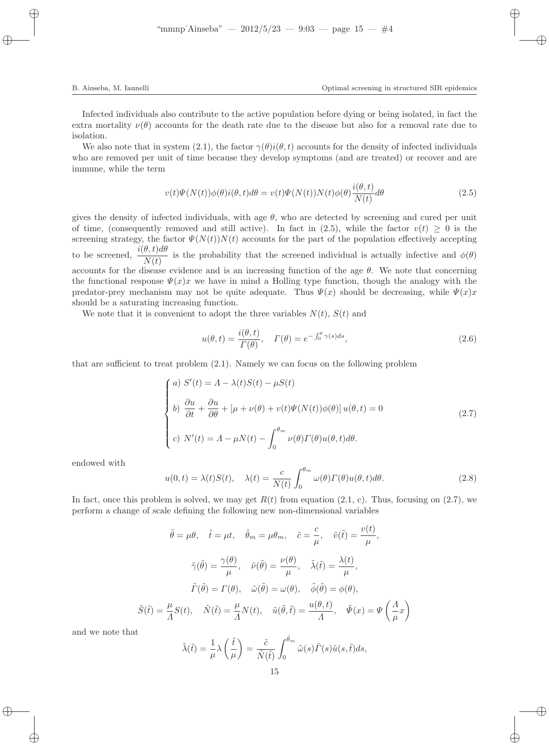Infected individuals also contribute to the active population before dying or being isolated, in fact the extra mortality $\nu(\theta)$ accounts for the death rate due to the disease but also for a removal rate due to isolation.

We also note that in system (2.1), the factor $\gamma(\theta)i(\theta,t)$ accounts for the density of infected individuals who are removed per unit of time because they develop symptoms (and are treated) or recover and are immune, while the term

$$v(t)\Psi(N(t))\phi(\theta)i(\theta,t)d\theta = v(t)\Psi(N(t))N(t)\phi(\theta)\frac{i(\theta,t)}{N(t)}d\theta \tag{2.5}$$

gives the density of infected individuals, with age $\theta$, who are detected by screening and cured per unit of time, (consequently removed and still active). In fact in (2.5), while the factor $v(t) \geq 0$ is the screening strategy, the factor $\Psi(N(t))N(t)$ accounts for the part of the population effectively accepting to be screened, $\dfrac{i(\theta,t)d\theta}{N(t)}$ is the probability that the screened individual is actually infective and $\phi(\theta)$ accounts for the disease evidence and is an increasing function of the age $\theta$. We note that concerning the functional response $\Psi(x)x$ we have in mind a Holling type function, though the analogy with the predator-prey mechanism may not be quite adequate. Thus $\Psi(x)$ should be decreasing, while $\Psi(x)x$ should be a saturating increasing function.

We note that it is convenient to adopt the three variables $N(t)$, $S(t)$ and

$$u(\theta,t) = \frac{i(\theta,t)}{\Gamma(\theta)}, \quad \Gamma(\theta) = e^{-\int_0^\theta \gamma(s)ds}, \tag{2.6}$$

that are sufficient to treat problem (2.1). Namely we can focus on the following problem

$$\begin{cases} a)\ S'(t) = \Lambda - \lambda(t)S(t) - \mu S(t) \\[2mm] b)\ \dfrac{\partial u}{\partial t} + \dfrac{\partial u}{\partial \theta} + [\mu + \nu(\theta) + v(t)\Psi(N(t))\phi(\theta)]\, u(\theta,t) = 0 \\[2mm] c)\ N'(t) = \Lambda - \mu N(t) - \displaystyle\int_0^{\theta_m} \nu(\theta)\Gamma(\theta)u(\theta,t)d\theta. \end{cases} \tag{2.7}$$

endowed with

$$u(0,t) = \lambda(t)S(t), \quad \lambda(t) = \frac{c}{N(t)}\int_0^{\theta_m} \omega(\theta)\Gamma(\theta)u(\theta,t)d\theta. \tag{2.8}$$

In fact, once this problem is solved, we may get $R(t)$ from equation (2.1, c). Thus, focusing on (2.7), we perform a change of scale defining the following new non-dimensional variables

$$\tilde{\theta} = \mu\theta, \quad \tilde{t} = \mu t, \quad \tilde{\theta}_m = \mu\theta_m, \quad \tilde{c} = \frac{c}{\mu}, \quad \tilde{v}(\tilde{t}) = \frac{v(t)}{\mu},$$

$$\tilde{\gamma}(\tilde{\theta}) = \frac{\gamma(\theta)}{\mu}, \quad \tilde{\nu}(\tilde{\theta}) = \frac{\nu(\theta)}{\mu}, \quad \tilde{\lambda}(\tilde{t}) = \frac{\lambda(t)}{\mu},$$

$$\tilde{\Gamma}(\tilde{\theta}) = \Gamma(\theta), \quad \tilde{\omega}(\tilde{\theta}) = \omega(\theta), \quad \tilde{\phi}(\tilde{\theta}) = \phi(\theta),$$

$$\tilde{S}(\tilde{t}) = \frac{\mu}{\Lambda}S(t), \quad \tilde{N}(\tilde{t}) = \frac{\mu}{\Lambda}N(t), \quad \tilde{u}(\tilde{\theta},\tilde{t}) = \frac{u(\theta,t)}{\Lambda}, \quad \tilde{\Psi}(x) = \Psi\left(\frac{\Lambda}{\mu}x\right)$$

and we note that

$$\tilde{\lambda}(\tilde{t}) = \frac{1}{\mu}\lambda\left(\frac{\tilde{t}}{\mu}\right) = \frac{\tilde{c}}{\tilde{N}(\tilde{t})}\int_0^{\tilde{\theta}_m} \tilde{\omega}(s)\tilde{\Gamma}(s)\tilde{u}(s,\tilde{t})ds,$$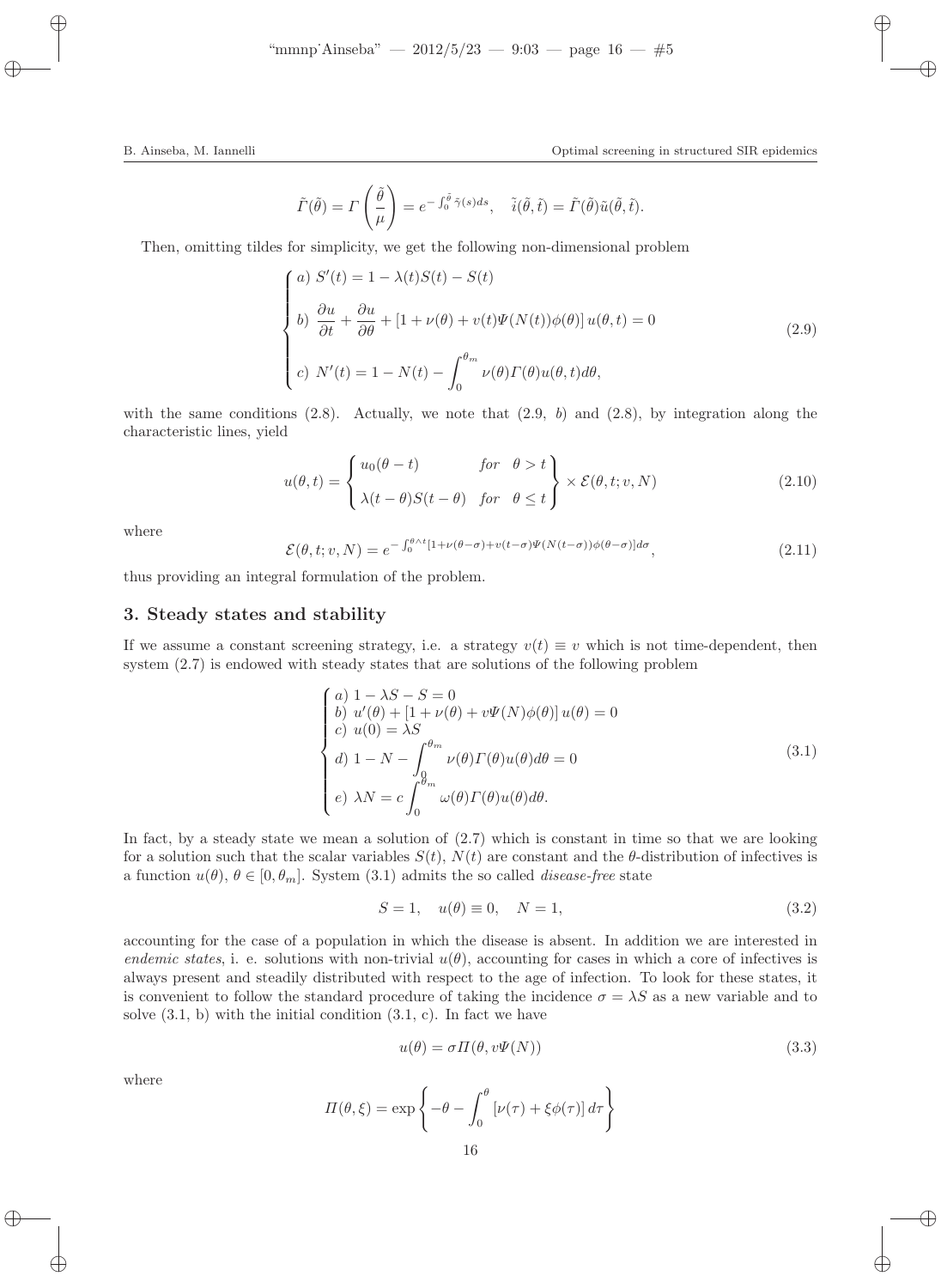$$\tilde{\Gamma}(\tilde{\theta}) = \Gamma\left(\frac{\tilde{\theta}}{\mu}\right) = e^{-\int_0^{\tilde{\theta}} \tilde{\gamma}(s)ds}, \quad \tilde{i}(\tilde{\theta}, \tilde{t}) = \tilde{\Gamma}(\tilde{\theta})\tilde{u}(\tilde{\theta}, \tilde{t}).$$

Then, omitting tildes for simplicity, we get the following non-dimensional problem

$$\begin{cases} a)\ S'(t) = 1 - \lambda(t)S(t) - S(t) \\ b)\ \dfrac{\partial u}{\partial t} + \dfrac{\partial u}{\partial \theta} + [1 + \nu(\theta) + v(t)\Psi(N(t))\phi(\theta)]\, u(\theta, t) = 0 \\ c)\ N'(t) = 1 - N(t) - \displaystyle\int_0^{\theta_m} \nu(\theta)\Gamma(\theta)u(\theta, t)d\theta, \end{cases} \tag{2.9}$$

with the same conditions (2.8). Actually, we note that (2.9, *b*) and (2.8), by integration along the characteristic lines, yield

$$u(\theta, t) = \left\{ \begin{array}{ll} u_0(\theta - t) & for \quad \theta > t \\ \lambda(t - \theta)S(t - \theta) & for \quad \theta \le t \end{array} \right\} \times \mathcal{E}(\theta, t; v, N) \tag{2.10}$$

where

$$\mathcal{E}(\theta, t; v, N) = e^{-\int_0^{\theta \wedge t} [1 + \nu(\theta - \sigma) + v(t - \sigma)\Psi(N(t - \sigma))\phi(\theta - \sigma)]d\sigma}, \tag{2.11}$$

thus providing an integral formulation of the problem.

## 3. Steady states and stability

If we assume a constant screening strategy, i.e. a strategy $v(t) \equiv v$ which is not time-dependent, then system (2.7) is endowed with steady states that are solutions of the following problem

$$\begin{cases} a)\ 1 - \lambda S - S = 0 \\ b)\ u'(\theta) + [1 + \nu(\theta) + v\Psi(N)\phi(\theta)]\, u(\theta) = 0 \\ c)\ u(0) = \lambda S \\ d)\ 1 - N - \displaystyle\int_0^{\theta_m} \nu(\theta)\Gamma(\theta)u(\theta)d\theta = 0 \\ e)\ \lambda N = c\displaystyle\int_0^{\theta_m} \omega(\theta)\Gamma(\theta)u(\theta)d\theta. \end{cases} \tag{3.1}$$

In fact, by a steady state we mean a solution of (2.7) which is constant in time so that we are looking for a solution such that the scalar variables $S(t)$, $N(t)$ are constant and the $\theta$-distribution of infectives is a function $u(\theta)$, $\theta \in [0, \theta_m]$. System (3.1) admits the so called *disease-free* state

$$S = 1, \quad u(\theta) \equiv 0, \quad N = 1, \tag{3.2}$$

accounting for the case of a population in which the disease is absent. In addition we are interested in *endemic states*, i. e. solutions with non-trivial $u(\theta)$, accounting for cases in which a core of infectives is always present and steadily distributed with respect to the age of infection. To look for these states, it is convenient to follow the standard procedure of taking the incidence $\sigma = \lambda S$ as a new variable and to solve (3.1, b) with the initial condition (3.1, c). In fact we have

$$u(\theta) = \sigma\Pi(\theta, v\Psi(N)) \tag{3.3}$$

where

$$\Pi(\theta, \xi) = \exp\left\{ -\theta - \int_0^{\theta} [\nu(\tau) + \xi\phi(\tau)]\, d\tau \right\}$$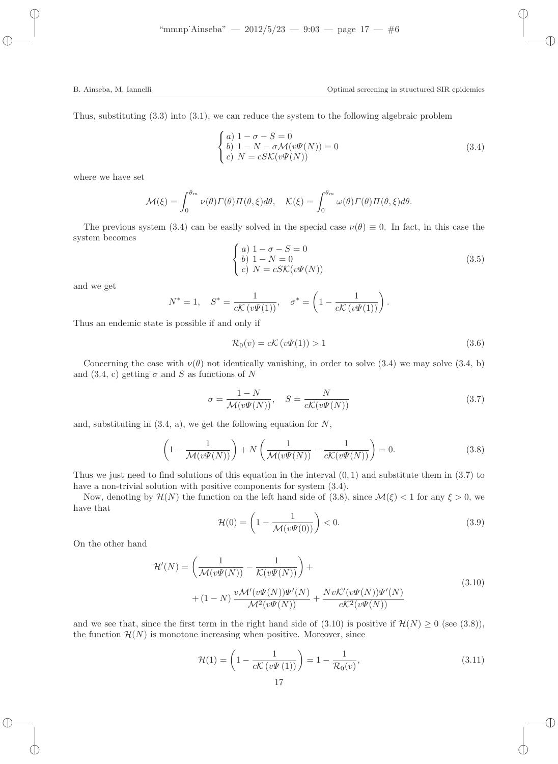Thus, substituting (3.3) into (3.1), we can reduce the system to the following algebraic problem

$$
\begin{cases}
a)\ 1-\sigma-S=0\\
b)\ 1-N-\sigma\mathcal{M}(v\Psi(N))=0\\
c)\ N=cS\mathcal{K}(v\Psi(N))
\end{cases}
\tag{3.4}
$$

where we have set

$$
\mathcal{M}(\xi)=\int_0^{\theta_m}\nu(\theta)\Gamma(\theta)\Pi(\theta,\xi)d\theta,\quad \mathcal{K}(\xi)=\int_0^{\theta_m}\omega(\theta)\Gamma(\theta)\Pi(\theta,\xi)d\theta.
$$

The previous system (3.4) can be easily solved in the special case $\nu(\theta)\equiv 0$. In fact, in this case the system becomes

$$
\begin{cases}
a)\ 1-\sigma-S=0\\
b)\ 1-N=0\\
c)\ N=cS\mathcal{K}(v\Psi(N))
\end{cases}
\tag{3.5}
$$

and we get

$$
N^*=1,\quad S^*=\frac{1}{c\mathcal{K}\left(v\Psi(1)\right)},\quad \sigma^*=\left(1-\frac{1}{c\mathcal{K}\left(v\Psi(1)\right)}\right).
$$

Thus an endemic state is possible if and only if

$$
\mathcal{R}_0(v)=c\mathcal{K}\left(v\Psi(1)\right)>1
\tag{3.6}
$$

Concerning the case with $\nu(\theta)$ not identically vanishing, in order to solve (3.4) we may solve (3.4, b) and (3.4, c) getting $\sigma$ and $S$ as functions of $N$

$$
\sigma=\frac{1-N}{\mathcal{M}(v\Psi(N))},\quad S=\frac{N}{c\mathcal{K}(v\Psi(N))}
\tag{3.7}
$$

and, substituting in (3.4, a), we get the following equation for $N$,

$$
\left(1-\frac{1}{\mathcal{M}(v\Psi(N))}\right)+N\left(\frac{1}{\mathcal{M}(v\Psi(N))}-\frac{1}{c\mathcal{K}(v\Psi(N))}\right)=0.
\tag{3.8}
$$

Thus we just need to find solutions of this equation in the interval $(0,1)$ and substitute them in (3.7) to have a non-trivial solution with positive components for system (3.4).

Now, denoting by $\mathcal{H}(N)$ the function on the left hand side of (3.8), since $\mathcal{M}(\xi)<1$ for any $\xi>0$, we have that

$$
\mathcal{H}(0)=\left(1-\frac{1}{\mathcal{M}(v\Psi(0))}\right)<0.
\tag{3.9}
$$

On the other hand

$$
\begin{aligned}
\mathcal{H}'(N)=&\left(\frac{1}{\mathcal{M}(v\Psi(N))}-\frac{1}{\mathcal{K}(v\Psi(N))}\right)+\\
&+(1-N)\frac{v\mathcal{M}'(v\Psi(N))\Psi'(N)}{\mathcal{M}^2(v\Psi(N))}+\frac{Nv\mathcal{K}'(v\Psi(N))\Psi'(N)}{c\mathcal{K}^2(v\Psi(N))}
\end{aligned}
\tag{3.10}
$$

and we see that, since the first term in the right hand side of (3.10) is positive if $\mathcal{H}(N)\geq 0$ (see (3.8)), the function $\mathcal{H}(N)$ is monotone increasing when positive. Moreover, since

$$
\mathcal{H}(1)=\left(1-\frac{1}{c\mathcal{K}\left(v\Psi\left(1\right)\right)}\right)=1-\frac{1}{\mathcal{R}_0(v)},
\tag{3.11}
$$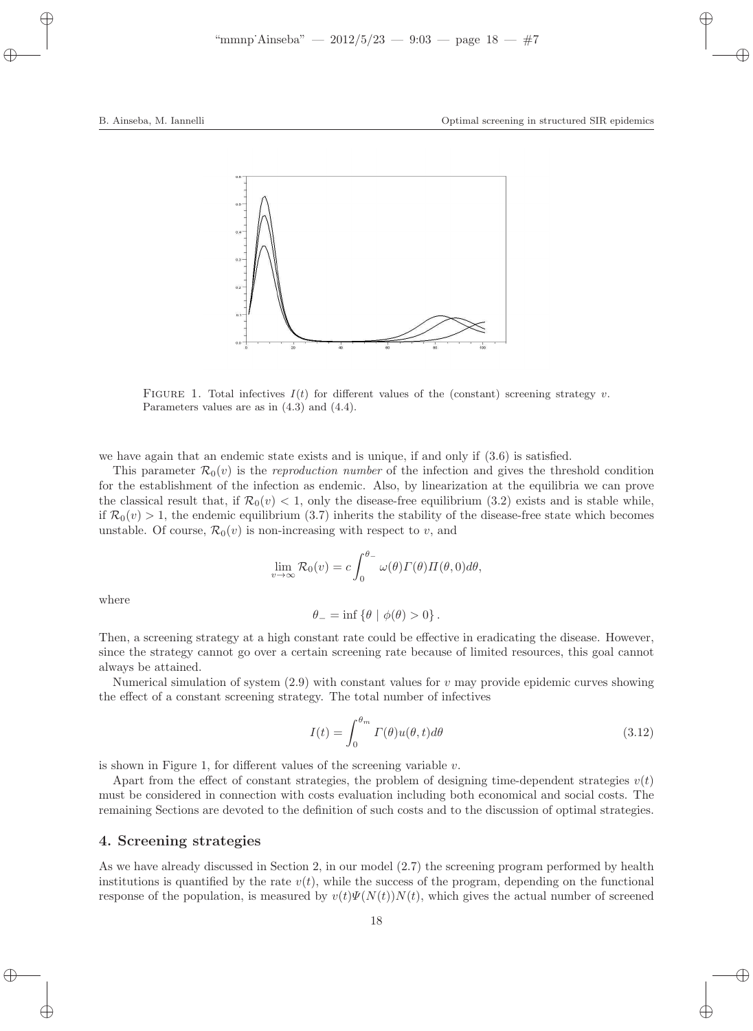FIGURE 1. Total infectives $I(t)$ for different values of the (constant) screening strategy $v$. Parameters values are as in (4.3) and (4.4).

we have again that an endemic state exists and is unique, if and only if (3.6) is satisfied.

This parameter $\mathcal{R}_0(v)$ is the *reproduction number* of the infection and gives the threshold condition for the establishment of the infection as endemic. Also, by linearization at the equilibria we can prove the classical result that, if $\mathcal{R}_0(v) < 1$, only the disease-free equilibrium (3.2) exists and is stable while, if $\mathcal{R}_0(v) > 1$, the endemic equilibrium (3.7) inherits the stability of the disease-free state which becomes unstable. Of course, $\mathcal{R}_0(v)$ is non-increasing with respect to $v$, and

$$\lim_{v \to \infty} \mathcal{R}_0(v) = c \int_0^{\theta_-} \omega(\theta)\Gamma(\theta)\Pi(\theta, 0)d\theta,$$

where

$$\theta_- = \inf \{\theta \mid \phi(\theta) > 0\}.$$

Then, a screening strategy at a high constant rate could be effective in eradicating the disease. However, since the strategy cannot go over a certain screening rate because of limited resources, this goal cannot always be attained.

Numerical simulation of system (2.9) with constant values for $v$ may provide epidemic curves showing the effect of a constant screening strategy. The total number of infectives

$$I(t) = \int_0^{\theta_m} \Gamma(\theta)u(\theta, t)d\theta \tag{3.12}$$

is shown in Figure 1, for different values of the screening variable $v$.

Apart from the effect of constant strategies, the problem of designing time-dependent strategies $v(t)$ must be considered in connection with costs evaluation including both economical and social costs. The remaining Sections are devoted to the definition of such costs and to the discussion of optimal strategies.

## 4. Screening strategies

As we have already discussed in Section 2, in our model (2.7) the screening program performed by health institutions is quantified by the rate $v(t)$, while the success of the program, depending on the functional response of the population, is measured by $v(t)\Psi(N(t))N(t)$, which gives the actual number of screened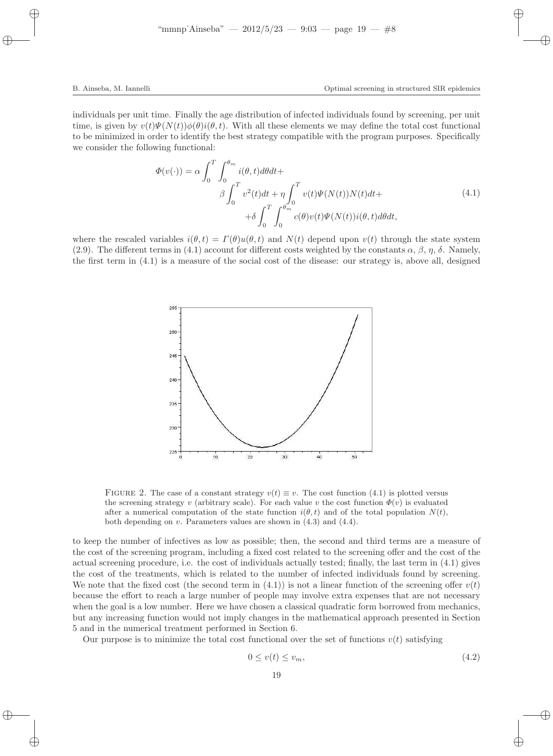individuals per unit time. Finally the age distribution of infected individuals found by screening, per unit time, is given by $v(t)\Psi(N(t))\phi(\theta)i(\theta,t)$. With all these elements we may define the total cost functional to be minimized in order to identify the best strategy compatible with the program purposes. Specifically we consider the following functional:

$$
\begin{aligned}
\Phi(v(\cdot)) = \alpha \int_0^T \int_0^{\theta_m} i(\theta,t)d\theta dt + \\
\beta \int_0^T v^2(t)dt + \eta \int_0^T v(t)\Psi(N(t))N(t)dt + \\
+\delta \int_0^T \int_0^{\theta_m} c(\theta)v(t)\Psi(N(t))i(\theta,t)d\theta dt,
\end{aligned}
\tag{4.1}
$$

where the rescaled variables $i(\theta,t) = \Gamma(\theta)u(\theta,t)$ and $N(t)$ depend upon $v(t)$ through the state system (2.9). The different terms in (4.1) account for different costs weighted by the constants $\alpha$, $\beta$, $\eta$, $\delta$. Namely, the first term in (4.1) is a measure of the social cost of the disease: our strategy is, above all, designed

FIGURE 2. The case of a constant strategy $v(t) \equiv v$. The cost function (4.1) is plotted versus the screening strategy $v$ (arbitrary scale). For each value $v$ the cost function $\Phi(v)$ is evaluated after a numerical computation of the state function $i(\theta,t)$ and of the total population $N(t)$, both depending on $v$. Parameters values are shown in (4.3) and (4.4).

to keep the number of infectives as low as possible; then, the second and third terms are a measure of the cost of the screening program, including a fixed cost related to the screening offer and the cost of the actual screening procedure, i.e. the cost of individuals actually tested; finally, the last term in (4.1) gives the cost of the treatments, which is related to the number of infected individuals found by screening. We note that the fixed cost (the second term in (4.1)) is not a linear function of the screening offer $v(t)$ because the effort to reach a large number of people may involve extra expenses that are not necessary when the goal is a low number. Here we have chosen a classical quadratic form borrowed from mechanics, but any increasing function would not imply changes in the mathematical approach presented in Section 5 and in the numerical treatment performed in Section 6.

Our purpose is to minimize the total cost functional over the set of functions $v(t)$ satisfying

$$
0 \leq v(t) \leq v_m,
\tag{4.2}
$$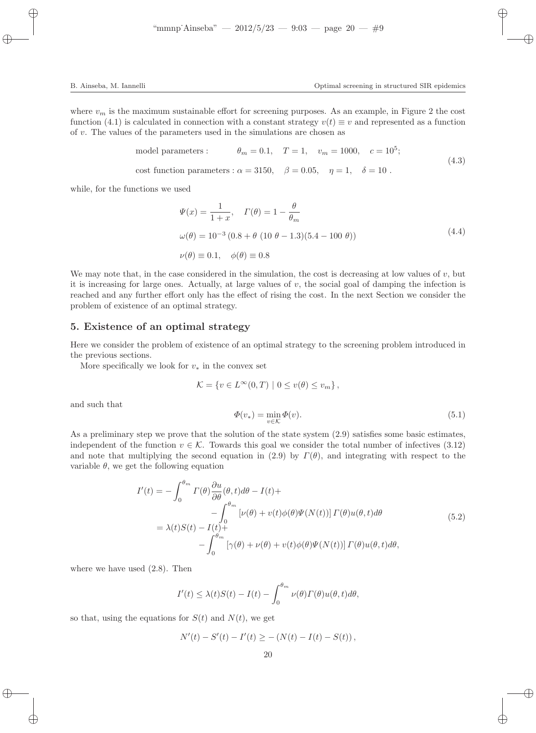where $v_m$ is the maximum sustainable effort for screening purposes. As an example, in Figure 2 the cost function (4.1) is calculated in connection with a constant strategy $v(t) \equiv v$ and represented as a function of $v$. The values of the parameters used in the simulations are chosen as

$$
\begin{aligned}
&\text{model parameters :} \qquad\quad \theta_m = 0.1, \quad T = 1, \quad v_m = 1000, \quad c = 10^5; \\
&\text{cost function parameters :}\ \alpha = 3150, \quad \beta = 0.05, \quad \eta = 1, \quad \delta = 10\ .
\end{aligned}
\tag{4.3}
$$

while, for the functions we used

$$
\begin{aligned}
&\Psi(x) = \frac{1}{1+x}, \quad \Gamma(\theta) = 1 - \frac{\theta}{\theta_m} \\
&\omega(\theta) = 10^{-3}\,(0.8 + \theta\ (10\ \theta - 1.3)(5.4 - 100\ \theta)) \\
&\nu(\theta) \equiv 0.1, \quad \phi(\theta) \equiv 0.8
\end{aligned}
\tag{4.4}
$$

We may note that, in the case considered in the simulation, the cost is decreasing at low values of $v$, but it is increasing for large ones. Actually, at large values of $v$, the social goal of damping the infection is reached and any further effort only has the effect of rising the cost. In the next Section we consider the problem of existence of an optimal strategy.

## 5. Existence of an optimal strategy

Here we consider the problem of existence of an optimal strategy to the screening problem introduced in the previous sections.

More specifically we look for $v_*$ in the convex set

$$
\mathcal{K} = \{ v \in L^\infty(0,T) \mid 0 \le v(\theta) \le v_m \},
$$

and such that

$$
\Phi(v_*) = \min_{v \in \mathcal{K}} \Phi(v). \tag{5.1}
$$

As a preliminary step we prove that the solution of the state system (2.9) satisfies some basic estimates, independent of the function $v \in \mathcal{K}$. Towards this goal we consider the total number of infectives (3.12) and note that multiplying the second equation in (2.9) by $\Gamma(\theta)$, and integrating with respect to the variable $\theta$, we get the following equation

$$
\begin{aligned}
I'(t) &= -\int_0^{\theta_m} \Gamma(\theta) \frac{\partial u}{\partial \theta}(\theta,t)d\theta - I(t) + \\
&\qquad\qquad - \int_0^{\theta_m} \left[ \nu(\theta) + v(t)\phi(\theta)\Psi(N(t)) \right] \Gamma(\theta) u(\theta,t) d\theta \\
&= \lambda(t)S(t) - I(t) + \\
&\qquad\qquad - \int_0^{\theta_m} \left[ \gamma(\theta) + \nu(\theta) + v(t)\phi(\theta)\Psi(N(t)) \right] \Gamma(\theta) u(\theta,t) d\theta,
\end{aligned}
\tag{5.2}
$$

where we have used (2.8). Then

$$
I'(t) \le \lambda(t)S(t) - I(t) - \int_0^{\theta_m} \nu(\theta)\Gamma(\theta)u(\theta,t)d\theta,
$$

so that, using the equations for $S(t)$ and $N(t)$, we get

$$
N'(t) - S'(t) - I'(t) \ge -\left( N(t) - I(t) - S(t) \right),
$$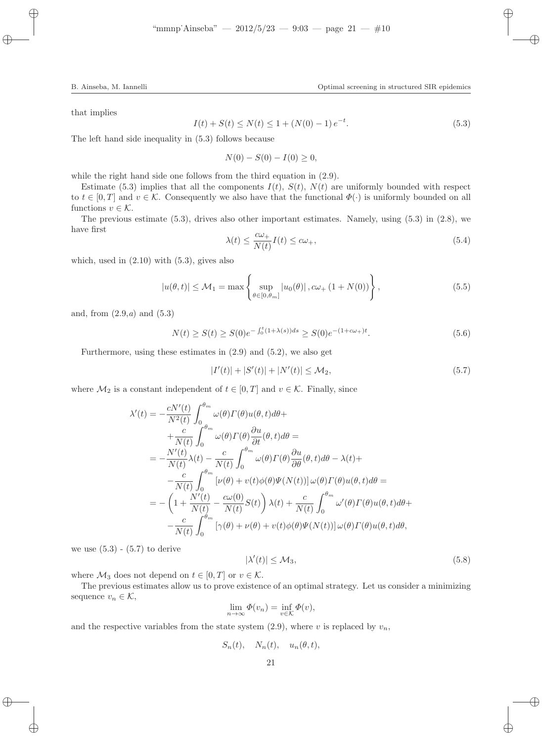that implies

$$I(t) + S(t) \leq N(t) \leq 1 + (N(0) - 1)\, e^{-t}. \tag{5.3}$$

The left hand side inequality in (5.3) follows because

$$N(0) - S(0) - I(0) \geq 0,$$

while the right hand side one follows from the third equation in (2.9).

Estimate (5.3) implies that all the components $I(t)$, $S(t)$, $N(t)$ are uniformly bounded with respect to $t \in [0, T]$ and $v \in \mathcal{K}$. Consequently we also have that the functional $\Phi(\cdot)$ is uniformly bounded on all functions $v \in \mathcal{K}$.

The previous estimate (5.3), drives also other important estimates. Namely, using (5.3) in (2.8), we have first

$$\lambda(t) \leq \frac{c\omega_+}{N(t)} I(t) \leq c\omega_+, \tag{5.4}$$

which, used in (2.10) with (5.3), gives also

$$|u(\theta, t)| \leq \mathcal{M}_1 = \max \left\{ \sup_{\theta \in [0, \theta_m]} |u_0(\theta)|\, , c\omega_+ \,(1 + N(0)) \right\}, \tag{5.5}$$

and, from $(2.9, a)$ and (5.3)

$$N(t) \geq S(t) \geq S(0) e^{-\int_0^t (1 + \lambda(s)) ds} \geq S(0) e^{-(1 + c\omega_+) t}. \tag{5.6}$$

Furthermore, using these estimates in (2.9) and (5.2), we also get

$$|I'(t)| + |S'(t)| + |N'(t)| \leq \mathcal{M}_2, \tag{5.7}$$

where $\mathcal{M}_2$ is a constant independent of $t \in [0, T]$ and $v \in \mathcal{K}$. Finally, since

$$\begin{aligned}
\lambda'(t) = & -\frac{cN'(t)}{N^2(t)} \int_0^{\theta_m} \omega(\theta) \Gamma(\theta) u(\theta, t) d\theta + \\
& + \frac{c}{N(t)} \int_0^{\theta_m} \omega(\theta) \Gamma(\theta) \frac{\partial u}{\partial t}(\theta, t) d\theta = \\
= & -\frac{N'(t)}{N(t)} \lambda(t) - \frac{c}{N(t)} \int_0^{\theta_m} \omega(\theta) \Gamma(\theta) \frac{\partial u}{\partial \theta}(\theta, t) d\theta - \lambda(t) + \\
& - \frac{c}{N(t)} \int_0^{\theta_m} \left[ \nu(\theta) + v(t) \phi(\theta) \Psi(N(t)) \right] \omega(\theta) \Gamma(\theta) u(\theta, t) d\theta = \\
= & -\left( 1 + \frac{N'(t)}{N(t)} - \frac{c\omega(0)}{N(t)} S(t) \right) \lambda(t) + \frac{c}{N(t)} \int_0^{\theta_m} \omega'(\theta) \Gamma(\theta) u(\theta, t) d\theta + \\
& - \frac{c}{N(t)} \int_0^{\theta_m} \left[ \gamma(\theta) + \nu(\theta) + v(t) \phi(\theta) \Psi(N(t)) \right] \omega(\theta) \Gamma(\theta) u(\theta, t) d\theta,
\end{aligned}$$

we use (5.3) - (5.7) to derive

$$|\lambda'(t)| \leq \mathcal{M}_3, \tag{5.8}$$

where $\mathcal{M}_3$ does not depend on $t \in [0, T]$ or $v \in \mathcal{K}$.

The previous estimates allow us to prove existence of an optimal strategy. Let us consider a minimizing sequence $v_n \in \mathcal{K}$,

$$\lim_{n \to \infty} \Phi(v_n) = \inf_{v \in \mathcal{K}} \Phi(v),$$

and the respective variables from the state system (2.9), where $v$ is replaced by $v_n$,

$$S_n(t), \quad N_n(t), \quad u_n(\theta, t),$$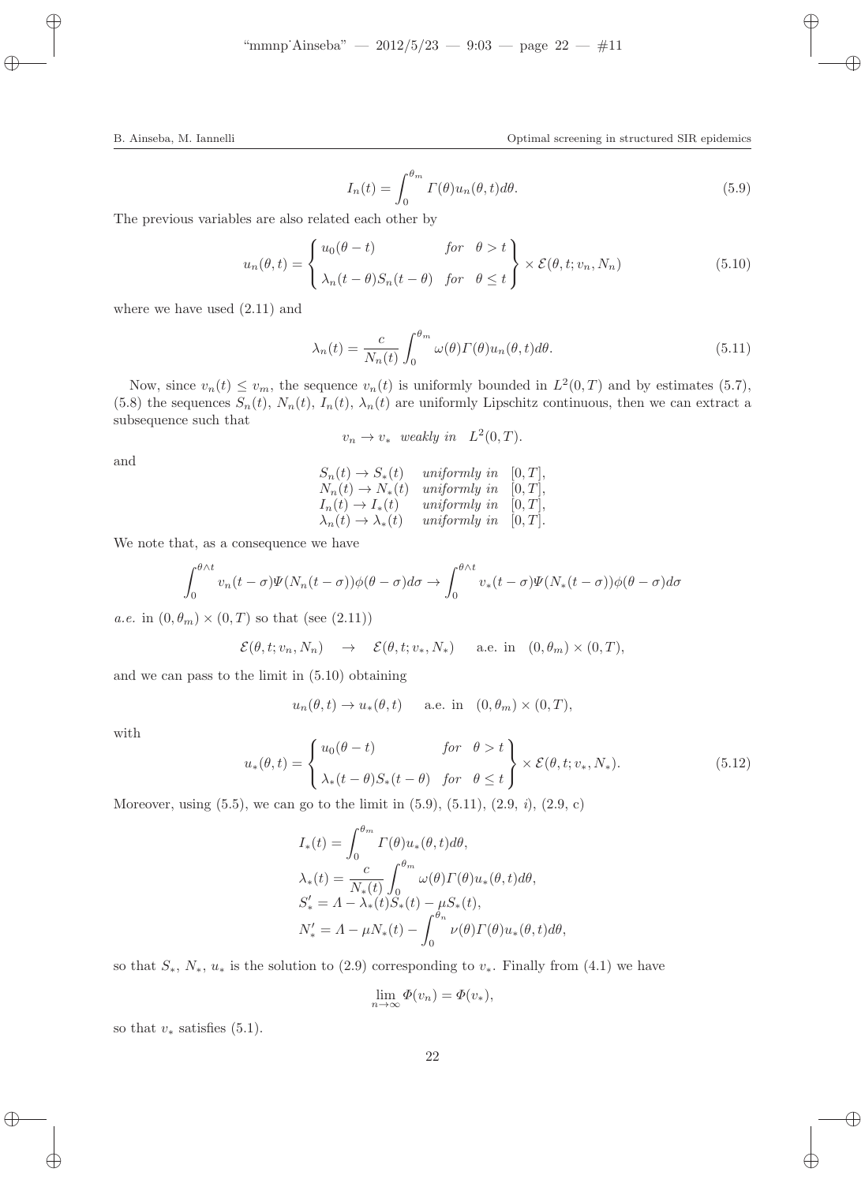$$I_n(t) = \int_0^{\theta_m} \Gamma(\theta) u_n(\theta, t) d\theta. \tag{5.9}$$

The previous variables are also related each other by

$$u_n(\theta, t) = \left\{ \begin{array}{ll} u_0(\theta - t) & \text{for} \quad \theta > t \\ \\ \lambda_n(t-\theta) S_n(t-\theta) & \text{for} \quad \theta \le t \end{array} \right\} \times \mathcal{E}(\theta, t; v_n, N_n) \tag{5.10}$$

where we have used (2.11) and

$$\lambda_n(t) = \frac{c}{N_n(t)} \int_0^{\theta_m} \omega(\theta) \Gamma(\theta) u_n(\theta, t) d\theta. \tag{5.11}$$

Now, since $v_n(t) \le v_m$, the sequence $v_n(t)$ is uniformly bounded in $L^2(0,T)$ and by estimates (5.7), (5.8) the sequences $S_n(t)$, $N_n(t)$, $I_n(t)$, $\lambda_n(t)$ are uniformly Lipschitz continuous, then we can extract a subsequence such that

$$v_n \to v_* \quad \textit{weakly in} \quad L^2(0,T).$$

and

$$\begin{array}{lll} S_n(t) \to S_*(t) & \textit{uniformly in} & [0,T], \\ N_n(t) \to N_*(t) & \textit{uniformly in} & [0,T], \\ I_n(t) \to I_*(t) & \textit{uniformly in} & [0,T], \\ \lambda_n(t) \to \lambda_*(t) & \textit{uniformly in} & [0,T]. \end{array}$$

We note that, as a consequence we have

$$\int_0^{\theta \wedge t} v_n(t-\sigma) \Psi(N_n(t-\sigma)) \phi(\theta - \sigma) d\sigma \to \int_0^{\theta \wedge t} v_*(t-\sigma) \Psi(N_*(t-\sigma)) \phi(\theta - \sigma) d\sigma$$

*a.e.* in $(0, \theta_m) \times (0,T)$ so that (see (2.11))

$$\mathcal{E}(\theta, t; v_n, N_n) \quad \to \quad \mathcal{E}(\theta, t; v_*, N_*) \qquad \text{a.e. in} \quad (0, \theta_m) \times (0, T),$$

and we can pass to the limit in (5.10) obtaining

$$u_n(\theta, t) \to u_*(\theta, t) \qquad \text{a.e. in} \quad (0, \theta_m) \times (0, T),$$

with

$$u_*(\theta, t) = \left\{ \begin{array}{ll} u_0(\theta - t) & \text{for} \quad \theta > t \\ \\ \lambda_*(t-\theta) S_*(t-\theta) & \text{for} \quad \theta \le t \end{array} \right\} \times \mathcal{E}(\theta, t; v_*, N_*). \tag{5.12}$$

Moreover, using (5.5), we can go to the limit in (5.9), (5.11), (2.9, *i*), (2.9, c)

$$\begin{array}{l} I_*(t) = \displaystyle\int_0^{\theta_m} \Gamma(\theta) u_*(\theta, t) d\theta, \\ \lambda_*(t) = \displaystyle\frac{c}{N_*(t)} \int_0^{\theta_m} \omega(\theta) \Gamma(\theta) u_*(\theta, t) d\theta, \\ S_*' = \Lambda - \lambda_*(t) S_*(t) - \mu S_*(t), \\ N_*' = \Lambda - \mu N_*(t) - \displaystyle\int_0^{\theta_m} \nu(\theta) \Gamma(\theta) u_*(\theta, t) d\theta, \end{array}$$

so that $S_*$, $N_*$, $u_*$ is the solution to (2.9) corresponding to $v_*$. Finally from (4.1) we have

$$\lim_{n \to \infty} \Phi(v_n) = \Phi(v_*),$$

so that $v_*$ satisfies (5.1).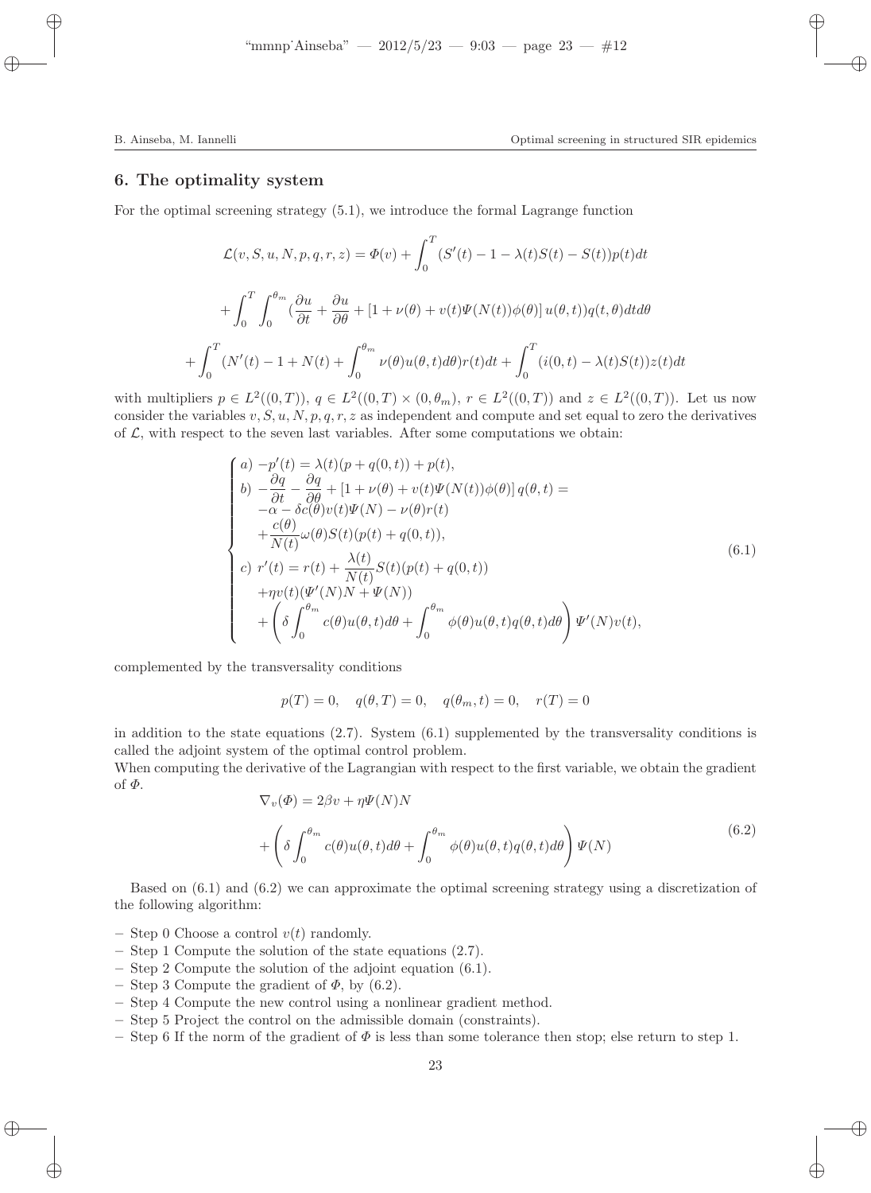## 6. The optimality system

For the optimal screening strategy (5.1), we introduce the formal Lagrange function

$$\mathcal{L}(v, S, u, N, p, q, r, z) = \Phi(v) + \int_0^T (S'(t) - 1 - \lambda(t)S(t) - S(t))p(t)dt$$

$$+ \int_0^T \int_0^{\theta_m} (\frac{\partial u}{\partial t} + \frac{\partial u}{\partial \theta} + [1 + \nu(\theta) + v(t)\Psi(N(t))\phi(\theta)]\, u(\theta, t))q(t, \theta)dtd\theta$$

$$+ \int_0^T (N'(t) - 1 + N(t) + \int_0^{\theta_m} \nu(\theta)u(\theta, t)d\theta)r(t)dt + \int_0^T (i(0, t) - \lambda(t)S(t))z(t)dt$$

with multipliers $p \in L^2((0, T))$, $q \in L^2((0, T) \times (0, \theta_m))$, $r \in L^2((0, T))$ and $z \in L^2((0, T))$. Let us now consider the variables $v, S, u, N, p, q, r, z$ as independent and compute and set equal to zero the derivatives of $\mathcal{L}$, with respect to the seven last variables. After some computations we obtain:

$$\begin{cases} a) \; -p'(t) = \lambda(t)(p + q(0, t)) + p(t), \\ b) \; -\dfrac{\partial q}{\partial t} - \dfrac{\partial q}{\partial \theta} + [1 + \nu(\theta) + v(t)\Psi(N(t))\phi(\theta)]\, q(\theta, t) = \\ \quad -\alpha - \delta c(\theta)v(t)\Psi(N) - \nu(\theta)r(t) \\ \quad + \dfrac{c(\theta)}{N(t)}\omega(\theta)S(t)(p(t) + q(0, t)), \\ c) \; r'(t) = r(t) + \dfrac{\lambda(t)}{N(t)}S(t)(p(t) + q(0, t)) \\ \quad + \eta v(t)(\Psi'(N)N + \Psi(N)) \\ \quad + \left(\delta \displaystyle\int_0^{\theta_m} c(\theta)u(\theta, t)d\theta + \int_0^{\theta_m} \phi(\theta)u(\theta, t)q(\theta, t)d\theta\right)\Psi'(N)v(t), \end{cases} \tag{6.1}$$

complemented by the transversality conditions

$$p(T) = 0, \quad q(\theta, T) = 0, \quad q(\theta_m, t) = 0, \quad r(T) = 0$$

in addition to the state equations (2.7). System (6.1) supplemented by the transversality conditions is called the adjoint system of the optimal control problem.

When computing the derivative of the Lagrangian with respect to the first variable, we obtain the gradient of $\Phi$.

$$\nabla_v(\Phi) = 2\beta v + \eta\Psi(N)N$$
$$+ \left(\delta \int_0^{\theta_m} c(\theta)u(\theta, t)d\theta + \int_0^{\theta_m} \phi(\theta)u(\theta, t)q(\theta, t)d\theta\right)\Psi(N) \tag{6.2}$$

Based on (6.1) and (6.2) we can approximate the optimal screening strategy using a discretization of the following algorithm:

- Step 0 Choose a control $v(t)$ randomly.
- Step 1 Compute the solution of the state equations (2.7).
- Step 2 Compute the solution of the adjoint equation (6.1).
- Step 3 Compute the gradient of $\Phi$, by (6.2).
- Step 4 Compute the new control using a nonlinear gradient method.
- Step 5 Project the control on the admissible domain (constraints).
- Step 6 If the norm of the gradient of $\Phi$ is less than some tolerance then stop; else return to step 1.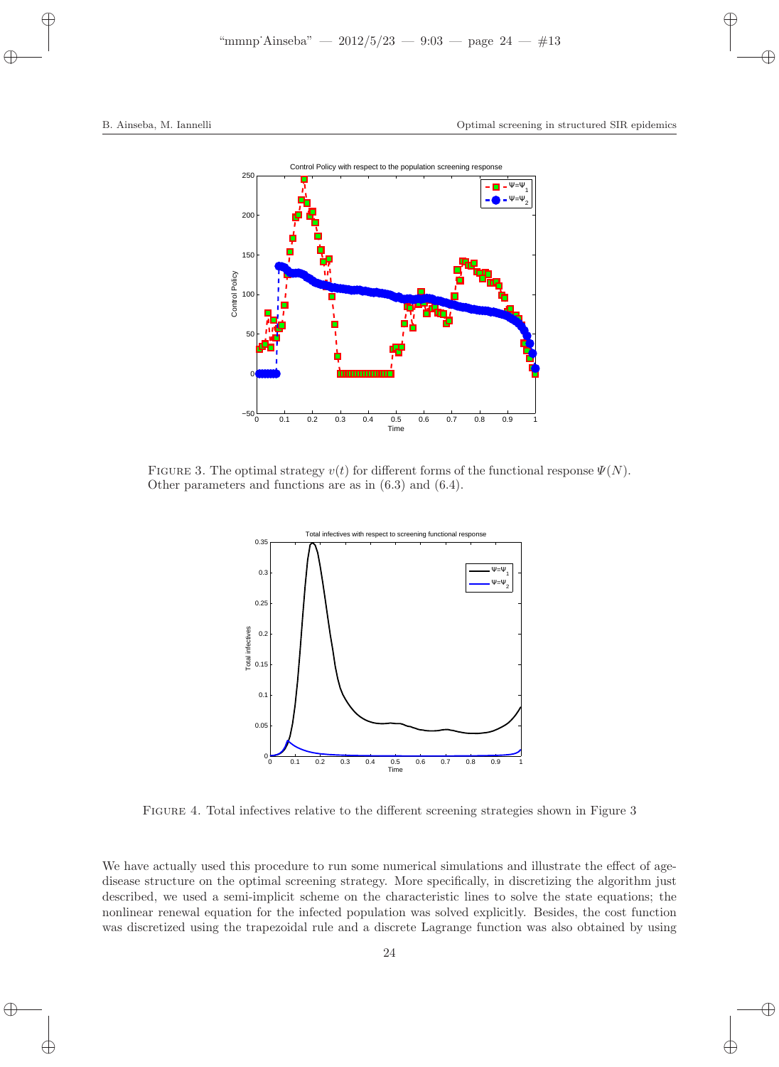FIGURE 3. The optimal strategy $v(t)$ for different forms of the functional response $\Psi(N)$. Other parameters and functions are as in (6.3) and (6.4).

FIGURE 4. Total infectives relative to the different screening strategies shown in Figure 3

We have actually used this procedure to run some numerical simulations and illustrate the effect of age-disease structure on the optimal screening strategy. More specifically, in discretizing the algorithm just described, we used a semi-implicit scheme on the characteristic lines to solve the state equations; the nonlinear renewal equation for the infected population was solved explicitly. Besides, the cost function was discretized using the trapezoidal rule and a discrete Lagrange function was also obtained by using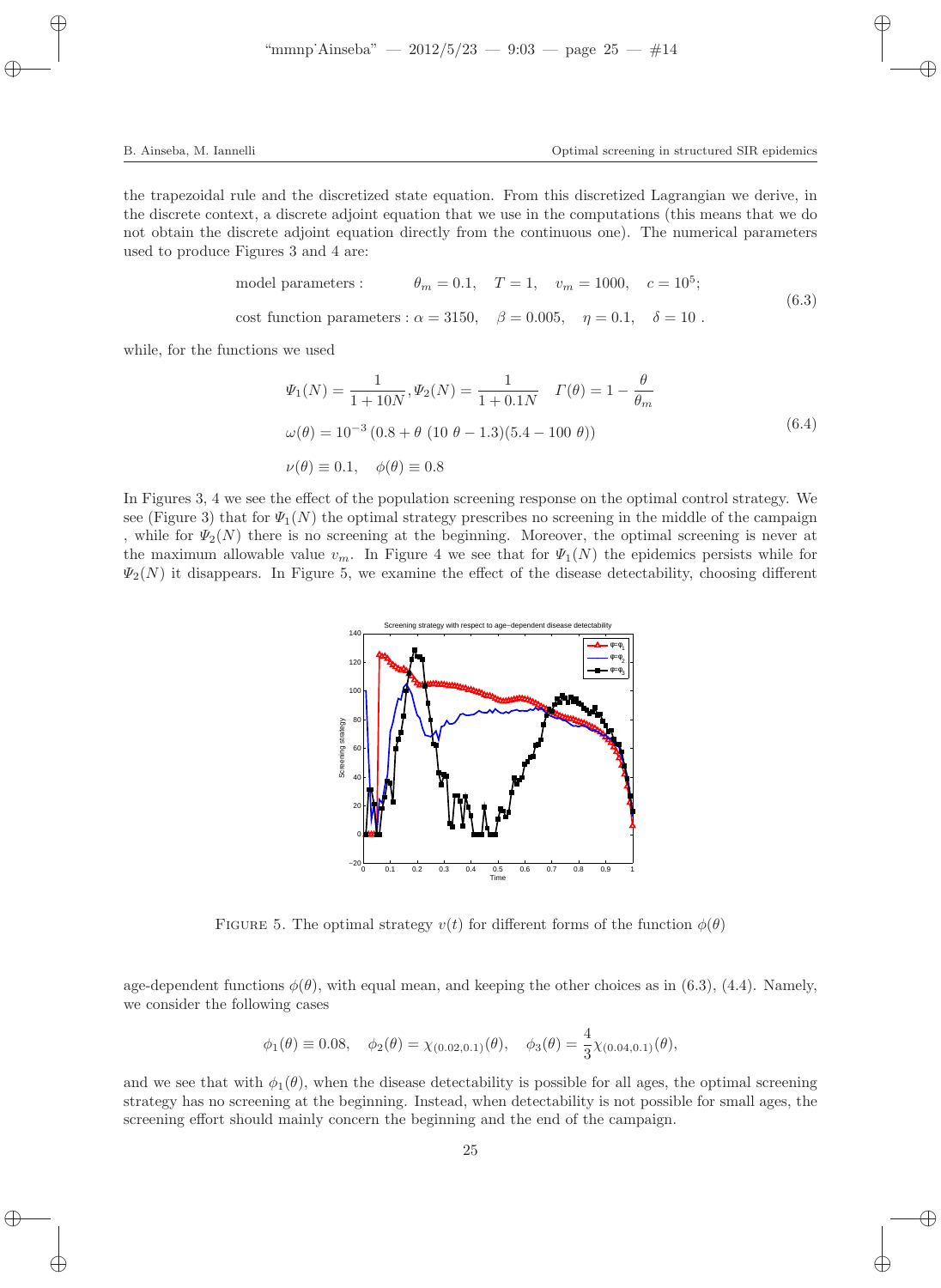the trapezoidal rule and the discretized state equation. From this discretized Lagrangian we derive, in the discrete context, a discrete adjoint equation that we use in the computations (this means that we do not obtain the discrete adjoint equation directly from the continuous one). The numerical parameters used to produce Figures 3 and 4 are:

$$
\begin{aligned}
&\text{model parameters :} \qquad \theta_m = 0.1, \quad T = 1, \quad v_m = 1000, \quad c = 10^5; \\
&\text{cost function parameters : } \alpha = 3150, \quad \beta = 0.005, \quad \eta = 0.1, \quad \delta = 10\ .
\end{aligned}
\tag{6.3}
$$

while, for the functions we used

$$
\begin{aligned}
&\Psi_1(N) = \frac{1}{1+10N}, \Psi_2(N) = \frac{1}{1+0.1N} \quad \Gamma(\theta) = 1 - \frac{\theta}{\theta_m} \\
&\omega(\theta) = 10^{-3}\,(0.8 + \theta\ (10\ \theta - 1.3)(5.4 - 100\ \theta)) \\
&\nu(\theta) \equiv 0.1, \quad \phi(\theta) \equiv 0.8
\end{aligned}
\tag{6.4}
$$

In Figures 3, 4 we see the effect of the population screening response on the optimal control strategy. We see (Figure 3) that for $\Psi_1(N)$ the optimal strategy prescribes no screening in the middle of the campaign , while for $\Psi_2(N)$ there is no screening at the beginning. Moreover, the optimal screening is never at the maximum allowable value $v_m$. In Figure 4 we see that for $\Psi_1(N)$ the epidemics persists while for $\Psi_2(N)$ it disappears. In Figure 5, we examine the effect of the disease detectability, choosing different

FIGURE 5. The optimal strategy $v(t)$ for different forms of the function $\phi(\theta)$

age-dependent functions $\phi(\theta)$, with equal mean, and keeping the other choices as in (6.3), (4.4). Namely, we consider the following cases

$$
\phi_1(\theta) \equiv 0.08, \quad \phi_2(\theta) = \chi_{(0.02,0.1)}(\theta), \quad \phi_3(\theta) = \frac{4}{3}\chi_{(0.04,0.1)}(\theta),
$$

and we see that with $\phi_1(\theta)$, when the disease detectability is possible for all ages, the optimal screening strategy has no screening at the beginning. Instead, when detectability is not possible for small ages, the screening effort should mainly concern the beginning and the end of the campaign.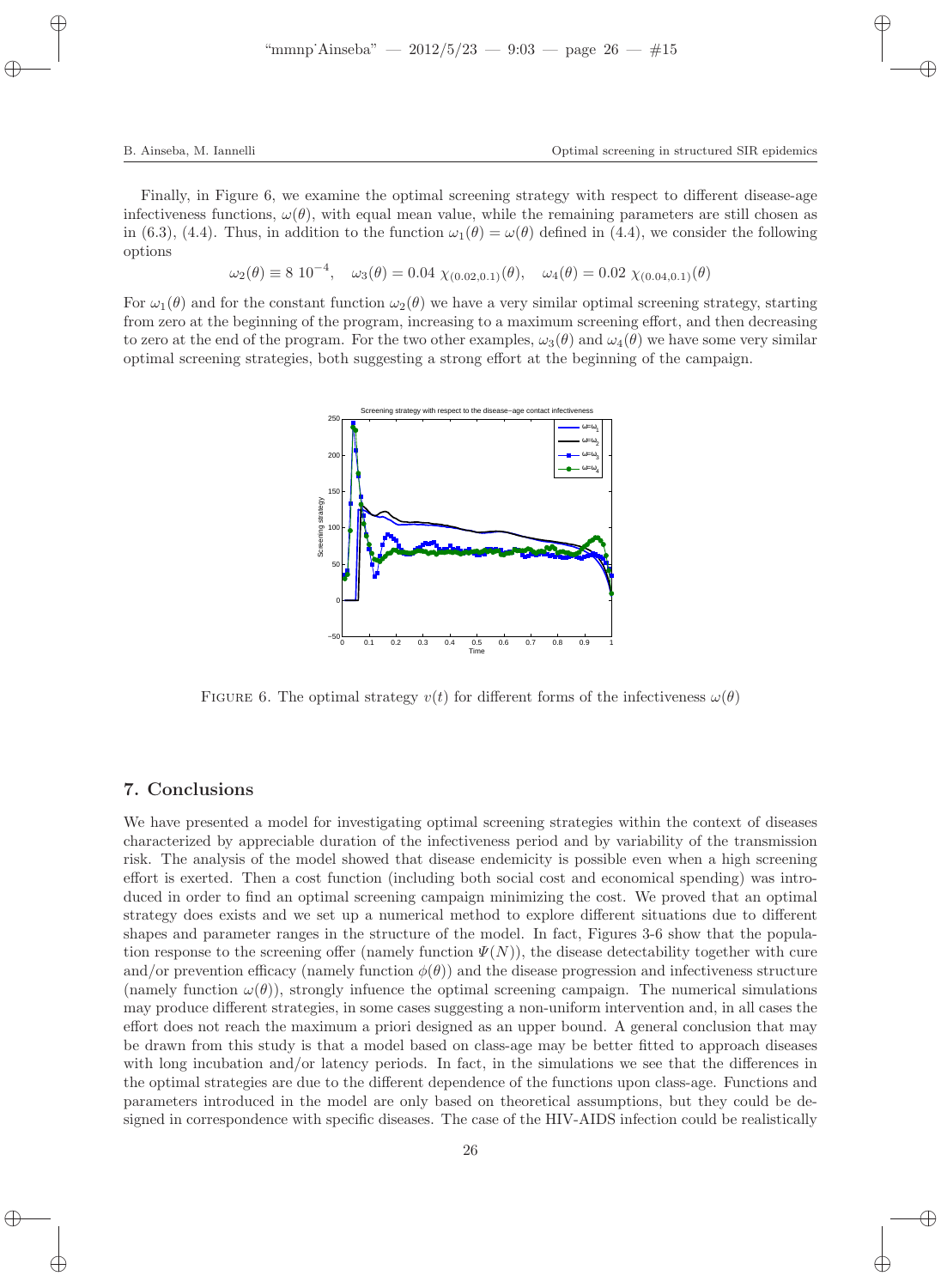Finally, in Figure 6, we examine the optimal screening strategy with respect to different disease-age infectiveness functions, $\omega(\theta)$, with equal mean value, while the remaining parameters are still chosen as in (6.3), (4.4). Thus, in addition to the function $\omega_1(\theta) = \omega(\theta)$ defined in (4.4), we consider the following options

$$\omega_2(\theta) \equiv 8\ 10^{-4}, \quad \omega_3(\theta) = 0.04\ \chi_{(0.02,0.1)}(\theta), \quad \omega_4(\theta) = 0.02\ \chi_{(0.04,0.1)}(\theta)$$

For $\omega_1(\theta)$ and for the constant function $\omega_2(\theta)$ we have a very similar optimal screening strategy, starting from zero at the beginning of the program, increasing to a maximum screening effort, and then decreasing to zero at the end of the program. For the two other examples, $\omega_3(\theta)$ and $\omega_4(\theta)$ we have some very similar optimal screening strategies, both suggesting a strong effort at the beginning of the campaign.

FIGURE 6. The optimal strategy $v(t)$ for different forms of the infectiveness $\omega(\theta)$

## 7. Conclusions

We have presented a model for investigating optimal screening strategies within the context of diseases characterized by appreciable duration of the infectiveness period and by variability of the transmission risk. The analysis of the model showed that disease endemicity is possible even when a high screening effort is exerted. Then a cost function (including both social cost and economical spending) was introduced in order to find an optimal screening campaign minimizing the cost. We proved that an optimal strategy does exists and we set up a numerical method to explore different situations due to different shapes and parameter ranges in the structure of the model. In fact, Figures 3-6 show that the population response to the screening offer (namely function $\Psi(N)$), the disease detectability together with cure and/or prevention efficacy (namely function $\phi(\theta)$) and the disease progression and infectiveness structure (namely function $\omega(\theta)$), strongly infuence the optimal screening campaign. The numerical simulations may produce different strategies, in some cases suggesting a non-uniform intervention and, in all cases the effort does not reach the maximum a priori designed as an upper bound. A general conclusion that may be drawn from this study is that a model based on class-age may be better fitted to approach diseases with long incubation and/or latency periods. In fact, in the simulations we see that the differences in the optimal strategies are due to the different dependence of the functions upon class-age. Functions and parameters introduced in the model are only based on theoretical assumptions, but they could be designed in correspondence with specific diseases. The case of the HIV-AIDS infection could be realistically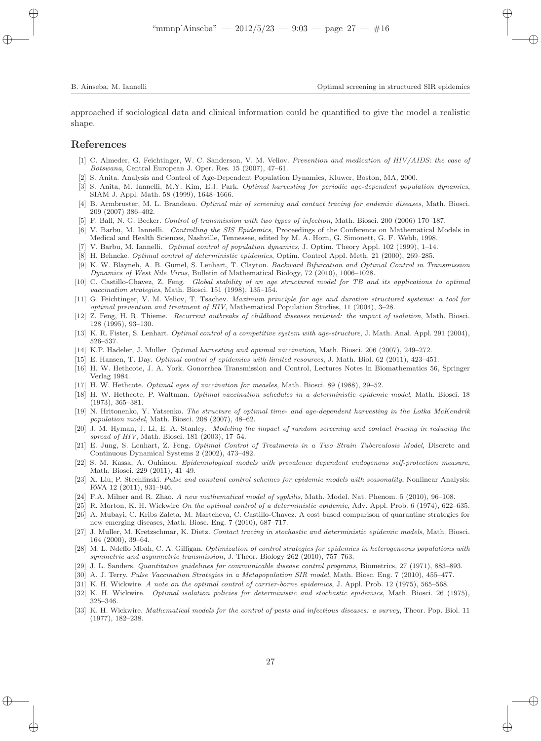approached if sociological data and clinical information could be quantified to give the model a realistic shape.

## References

[1] C. Almeder, G. Feichtinger, W. C. Sanderson, V. M. Veliov. *Prevention and medication of HIV/AIDS: the case of Botswana*, Central European J. Oper. Res. 15 (2007), 47–61.

[2] S. Anita. Analysis and Control of Age-Dependent Population Dynamics, Kluwer, Boston, MA, 2000.

[3] S. Anita, M. Iannelli, M.Y. Kim, E.J. Park. *Optimal harvesting for periodic age-dependent population dynamics*, SIAM J. Appl. Math. 58 (1999), 1648–1666.

[4] B. Armbruster, M. L. Brandeau. *Optimal mix of screening and contact tracing for endemic diseases*, Math. Biosci. 209 (2007) 386–402.

[5] F. Ball, N. G. Becker. *Control of transmission with two types of infection*, Math. Biosci. 200 (2006) 170–187.

[6] V. Barbu, M. Iannelli. *Controlling the SIS Epidemics*, Proceedings of the Conference on Mathematical Models in Medical and Health Sciences, Nashville, Tennessee, edited by M. A. Horn, G. Simonett, G. F. Webb, 1998.

[7] V. Barbu, M. Iannelli. *Optimal control of population dynamics*, J. Optim. Theory Appl. 102 (1999), 1–14.

[8] H. Behncke. *Optimal control of deterministic epidemics*, Optim. Control Appl. Meth. 21 (2000), 269–285.

[9] K. W. Blayneh, A. B. Gumel, S. Lenhart, T. Clayton. *Backward Bifurcation and Optimal Control in Transmission Dynamics of West Nile Virus*, Bulletin of Mathematical Biology, 72 (2010), 1006–1028.

[10] C. Castillo-Chavez, Z. Feng. *Global stability of an age structured model for TB and its applications to optimal vaccination strategies*, Math. Biosci. 151 (1998), 135–154.

[11] G. Feichtinger, V. M. Veliov, T. Tsachev. *Maximum principle for age and duration structured systems: a tool for optimal prevention and treatment of HIV*, Mathematical Population Studies, 11 (2004), 3–28.

[12] Z. Feng, H. R. Thieme. *Recurrent outbreaks of childhood diseases revisited: the impact of isolation*, Math. Biosci. 128 (1995), 93–130.

[13] K. R. Fister, S. Lenhart. *Optimal control of a competitive system with age-structure*, J. Math. Anal. Appl. 291 (2004), 526–537.

[14] K.P. Hadeler, J. Muller. *Optimal harvesting and optimal vaccination*, Math. Biosci. 206 (2007), 249–272.

[15] E. Hansen, T. Day. *Optimal control of epidemics with limited resources*, J. Math. Biol. 62 (2011), 423–451.

[16] H. W. Hethcote, J. A. York. Gonorrhea Transmission and Control, Lectures Notes in Biomathematics 56, Springer Verlag 1984.

[17] H. W. Hethcote. *Optimal ages of vaccination for measles*, Math. Biosci. 89 (1988), 29–52.

[18] H. W. Hethcote, P. Waltman. *Optimal vaccination schedules in a deterministic epidemic model*, Math. Biosci. 18 (1973), 365–381.

[19] N. Hritonenko, Y. Yatsenko. *The structure of optimal time- and age-dependent harvesting in the Lotka McKendrik population model*, Math. Biosci. 208 (2007), 48–62.

[20] J. M. Hyman, J. Li, E. A. Stanley. *Modeling the impact of random screening and contact tracing in reducing the spread of HIV*, Math. Biosci. 181 (2003), 17–54.

[21] E. Jung, S. Lenhart, Z. Feng. *Optimal Control of Treatments in a Two Strain Tuberculosis Model*, Discrete and Continuous Dynamical Systems 2 (2002), 473–482.

[22] S. M. Kassa, A. Ouhinou. *Epidemiological models with prevalence dependent endogenous self-protection measure*, Math. Biosci. 229 (2011), 41–49.

[23] X. Liu, P. Stechlinski. *Pulse and constant control schemes for epidemic models with seasonality*, Nonlinear Analysis: RWA 12 (2011), 931–946.

[24] F.A. Milner and R. Zhao. *A new mathematical model of syphilis*, Math. Model. Nat. Phenom. 5 (2010), 96–108.

[25] R. Morton, K. H. Wickwire *On the optimal control of a deterministic epidemic*, Adv. Appl. Prob. 6 (1974), 622–635.

[26] A. Mubayi, C. Kribs Zaleta, M. Martcheva, C. Castillo-Chavez. A cost based comparison of quarantine strategies for new emerging diseases, Math. Biosc. Eng. 7 (2010), 687–717.

[27] J. Muller, M. Kretzschmar, K. Dietz. *Contact tracing in stochastic and deterministic epidemic models*, Math. Biosci. 164 (2000), 39–64.

[28] M. L. Ndeffo Mbah, C. A. Gilligan. *Optimization of control strategies for epidemics in heterogeneous populations with symmetric and asymmetric transmission*, J. Theor. Biology 262 (2010), 757–763.

[29] J. L. Sanders. *Quantitative guidelines for communicable disease control programs*, Biometrics, 27 (1971), 883–893.

[30] A. J. Terry. *Pulse Vaccination Strategies in a Metapopulation SIR model*, Math. Biosc. Eng. 7 (2010), 455–477.

[31] K. H. Wickwire. *A note on the optimal control of carrier-borne epidemics*, J. Appl. Prob. 12 (1975), 565–568.

[32] K. H. Wickwire. *Optimal isolation policies for deterministic and stochastic epidemics*, Math. Biosci. 26 (1975), 325–346.

[33] K. H. Wickwire. *Mathematical models for the control of pests and infectious diseases: a survey*, Theor. Pop. Biol. 11 (1977), 182–238.